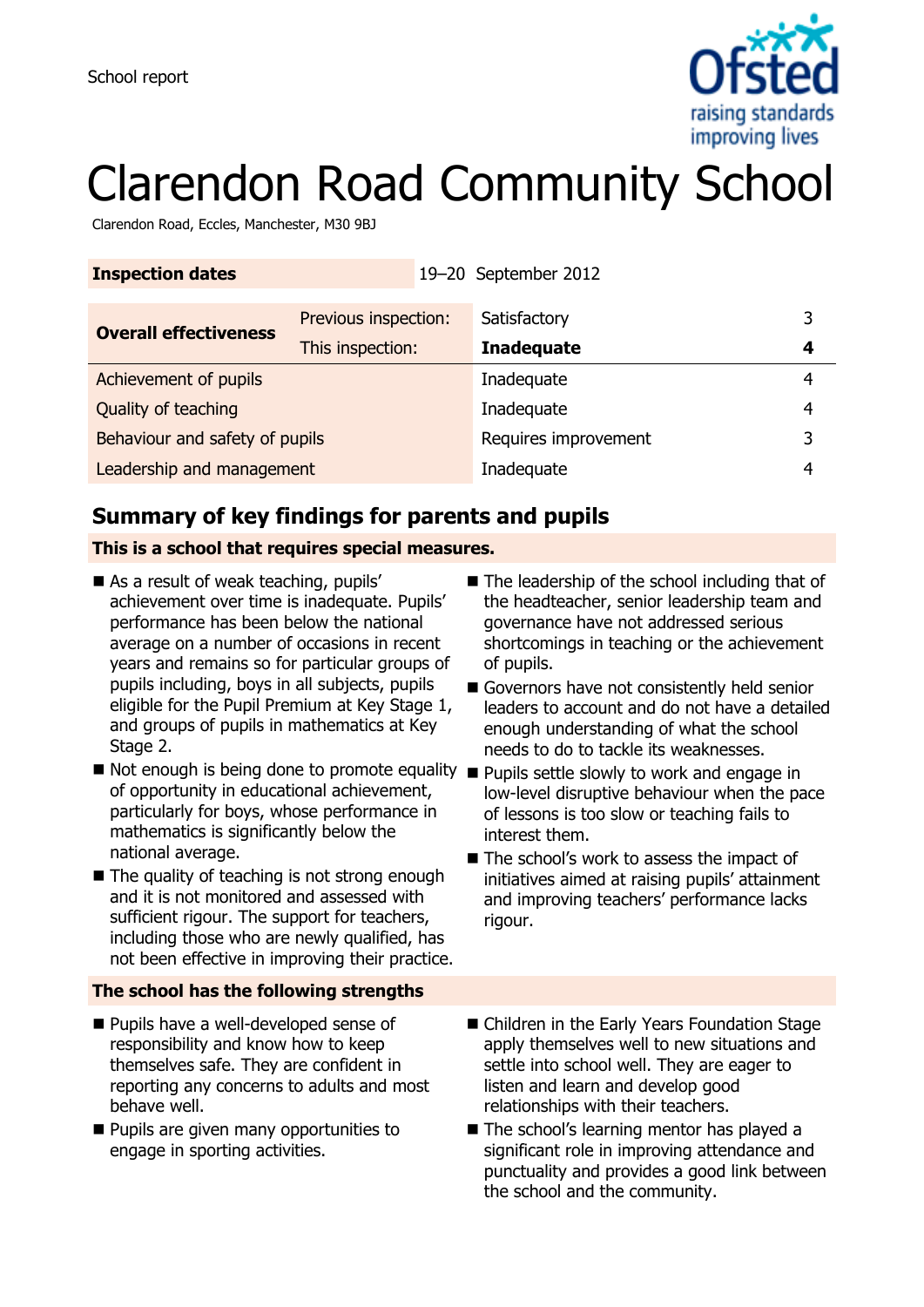School report

# Clarendon Road Community School

Clarendon Road, Eccles, Manchester, M30 9BJ

| **Inspection dates** | | 19–20 September 2012 | |
|---|---|---|---|
| **Overall effectiveness** | Previous inspection: | Satisfactory | 3 |
| | This inspection: | **Inadequate** | **4** |
| Achievement of pupils | | Inadequate | 4 |
| Quality of teaching | | Inadequate | 4 |
| Behaviour and safety of pupils | | Requires improvement | 3 |
| Leadership and management | | Inadequate | 4 |

## Summary of key findings for parents and pupils

**This is a school that requires special measures.**

- As a result of weak teaching, pupils' achievement over time is inadequate. Pupils' performance has been below the national average on a number of occasions in recent years and remains so for particular groups of pupils including, boys in all subjects, pupils eligible for the Pupil Premium at Key Stage 1, and groups of pupils in mathematics at Key Stage 2.
- Not enough is being done to promote equality of opportunity in educational achievement, particularly for boys, whose performance in mathematics is significantly below the national average.
- The quality of teaching is not strong enough and it is not monitored and assessed with sufficient rigour. The support for teachers, including those who are newly qualified, has not been effective in improving their practice.
- The leadership of the school including that of the headteacher, senior leadership team and governance have not addressed serious shortcomings in teaching or the achievement of pupils.
- Governors have not consistently held senior leaders to account and do not have a detailed enough understanding of what the school needs to do to tackle its weaknesses.
- Pupils settle slowly to work and engage in low-level disruptive behaviour when the pace of lessons is too slow or teaching fails to interest them.
- The school's work to assess the impact of initiatives aimed at raising pupils' attainment and improving teachers' performance lacks rigour.

**The school has the following strengths**

- Pupils have a well-developed sense of responsibility and know how to keep themselves safe. They are confident in reporting any concerns to adults and most behave well.
- Pupils are given many opportunities to engage in sporting activities.
- Children in the Early Years Foundation Stage apply themselves well to new situations and settle into school well. They are eager to listen and learn and develop good relationships with their teachers.
- The school's learning mentor has played a significant role in improving attendance and punctuality and provides a good link between the school and the community.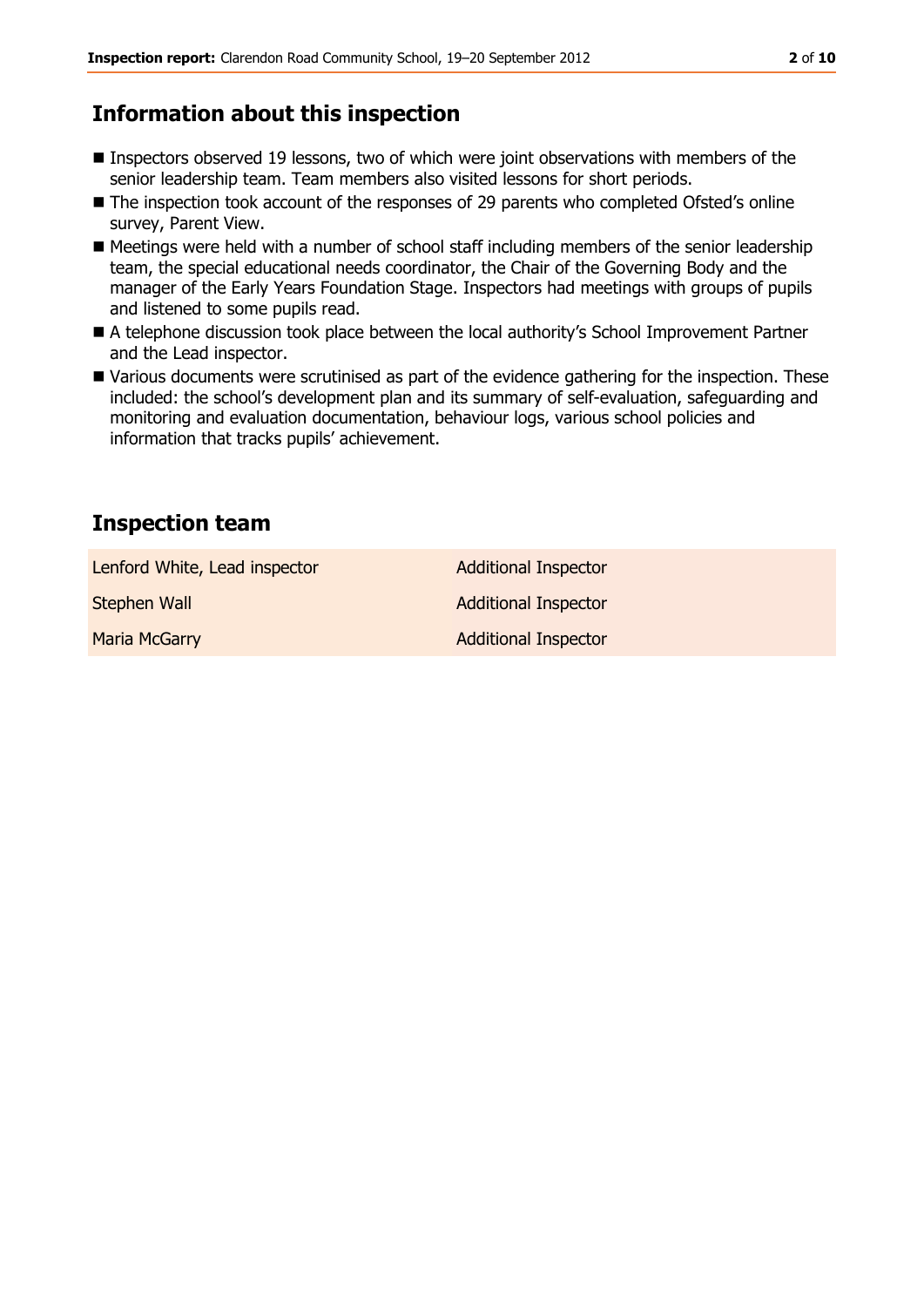## Information about this inspection

- Inspectors observed 19 lessons, two of which were joint observations with members of the senior leadership team. Team members also visited lessons for short periods.
- The inspection took account of the responses of 29 parents who completed Ofsted's online survey, Parent View.
- Meetings were held with a number of school staff including members of the senior leadership team, the special educational needs coordinator, the Chair of the Governing Body and the manager of the Early Years Foundation Stage. Inspectors had meetings with groups of pupils and listened to some pupils read.
- A telephone discussion took place between the local authority's School Improvement Partner and the Lead inspector.
- Various documents were scrutinised as part of the evidence gathering for the inspection. These included: the school's development plan and its summary of self-evaluation, safeguarding and monitoring and evaluation documentation, behaviour logs, various school policies and information that tracks pupils' achievement.

## Inspection team

| | |
|---|---|
| Lenford White, Lead inspector | Additional Inspector |
| Stephen Wall | Additional Inspector |
| Maria McGarry | Additional Inspector |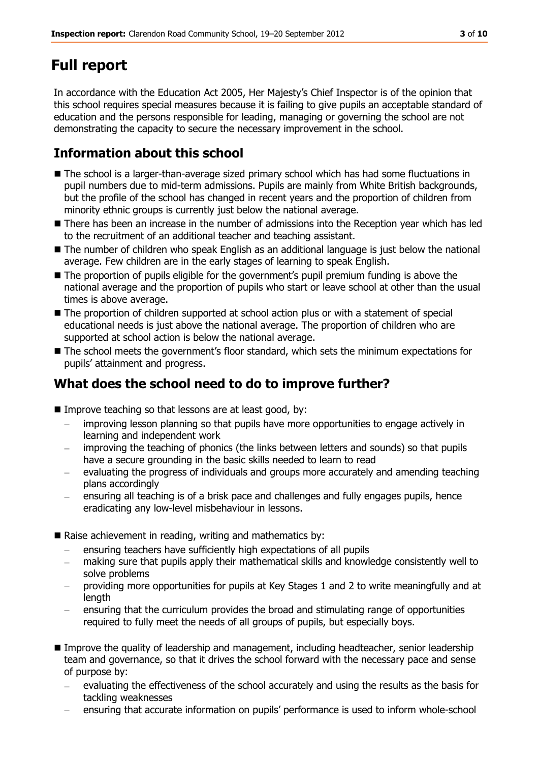# Full report

In accordance with the Education Act 2005, Her Majesty's Chief Inspector is of the opinion that this school requires special measures because it is failing to give pupils an acceptable standard of education and the persons responsible for leading, managing or governing the school are not demonstrating the capacity to secure the necessary improvement in the school.

## Information about this school

- The school is a larger-than-average sized primary school which has had some fluctuations in pupil numbers due to mid-term admissions. Pupils are mainly from White British backgrounds, but the profile of the school has changed in recent years and the proportion of children from minority ethnic groups is currently just below the national average.
- There has been an increase in the number of admissions into the Reception year which has led to the recruitment of an additional teacher and teaching assistant.
- The number of children who speak English as an additional language is just below the national average. Few children are in the early stages of learning to speak English.
- The proportion of pupils eligible for the government's pupil premium funding is above the national average and the proportion of pupils who start or leave school at other than the usual times is above average.
- The proportion of children supported at school action plus or with a statement of special educational needs is just above the national average. The proportion of children who are supported at school action is below the national average.
- The school meets the government's floor standard, which sets the minimum expectations for pupils' attainment and progress.

## What does the school need to do to improve further?

- Improve teaching so that lessons are at least good, by:
  - improving lesson planning so that pupils have more opportunities to engage actively in learning and independent work
  - improving the teaching of phonics (the links between letters and sounds) so that pupils have a secure grounding in the basic skills needed to learn to read
  - evaluating the progress of individuals and groups more accurately and amending teaching plans accordingly
  - ensuring all teaching is of a brisk pace and challenges and fully engages pupils, hence eradicating any low-level misbehaviour in lessons.

- Raise achievement in reading, writing and mathematics by:
  - ensuring teachers have sufficiently high expectations of all pupils
  - making sure that pupils apply their mathematical skills and knowledge consistently well to solve problems
  - providing more opportunities for pupils at Key Stages 1 and 2 to write meaningfully and at length
  - ensuring that the curriculum provides the broad and stimulating range of opportunities required to fully meet the needs of all groups of pupils, but especially boys.

- Improve the quality of leadership and management, including headteacher, senior leadership team and governance, so that it drives the school forward with the necessary pace and sense of purpose by:
  - evaluating the effectiveness of the school accurately and using the results as the basis for tackling weaknesses
  - ensuring that accurate information on pupils' performance is used to inform whole-school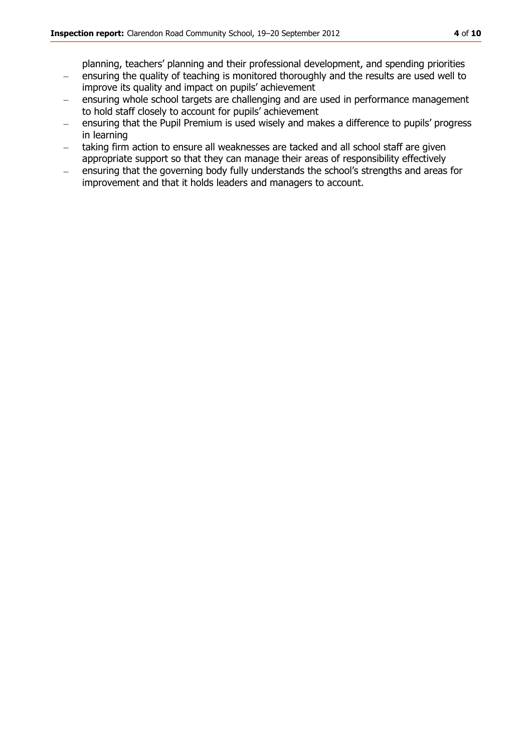planning, teachers' planning and their professional development, and spending priorities

- ensuring the quality of teaching is monitored thoroughly and the results are used well to improve its quality and impact on pupils' achievement
- ensuring whole school targets are challenging and are used in performance management to hold staff closely to account for pupils' achievement
- ensuring that the Pupil Premium is used wisely and makes a difference to pupils' progress in learning
- taking firm action to ensure all weaknesses are tacked and all school staff are given appropriate support so that they can manage their areas of responsibility effectively
- ensuring that the governing body fully understands the school's strengths and areas for improvement and that it holds leaders and managers to account.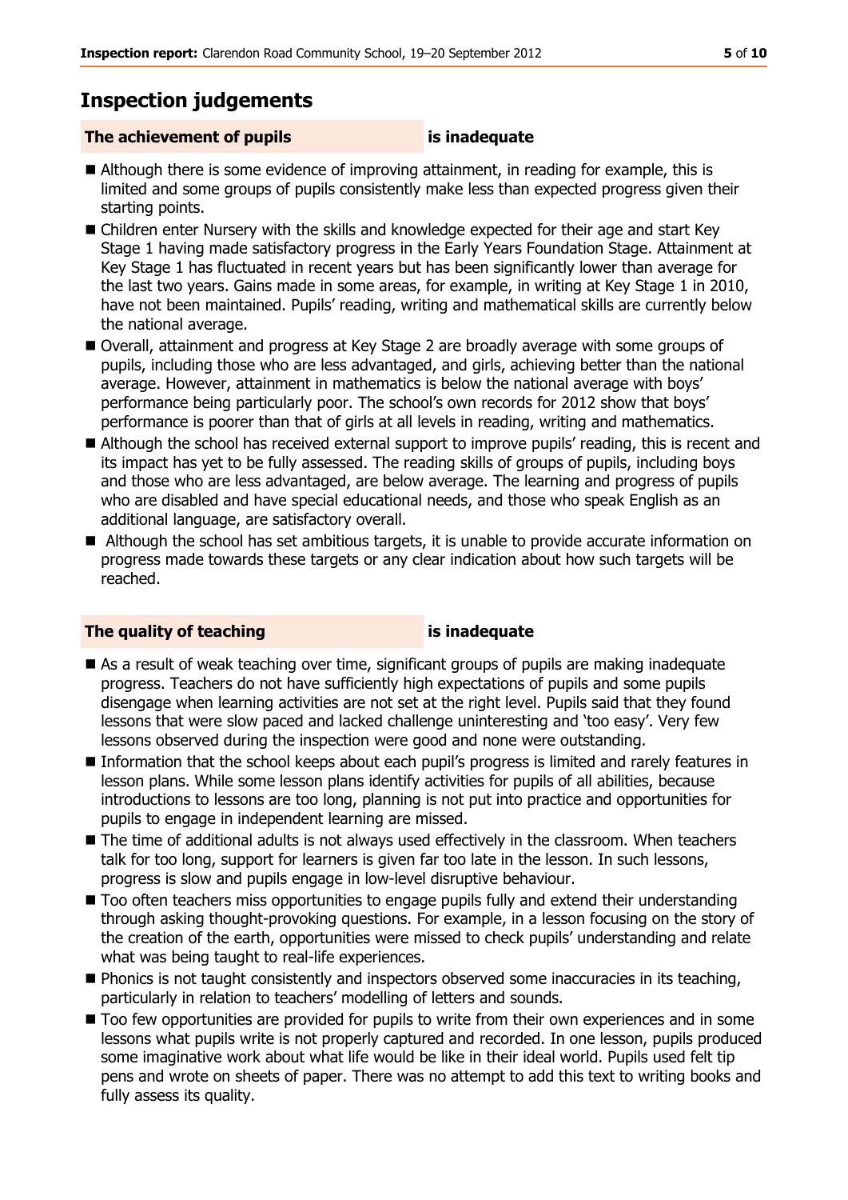## Inspection judgements

**The achievement of pupils** **is inadequate**

- Although there is some evidence of improving attainment, in reading for example, this is limited and some groups of pupils consistently make less than expected progress given their starting points.
- Children enter Nursery with the skills and knowledge expected for their age and start Key Stage 1 having made satisfactory progress in the Early Years Foundation Stage. Attainment at Key Stage 1 has fluctuated in recent years but has been significantly lower than average for the last two years. Gains made in some areas, for example, in writing at Key Stage 1 in 2010, have not been maintained. Pupils' reading, writing and mathematical skills are currently below the national average.
- Overall, attainment and progress at Key Stage 2 are broadly average with some groups of pupils, including those who are less advantaged, and girls, achieving better than the national average. However, attainment in mathematics is below the national average with boys' performance being particularly poor. The school's own records for 2012 show that boys' performance is poorer than that of girls at all levels in reading, writing and mathematics.
- Although the school has received external support to improve pupils' reading, this is recent and its impact has yet to be fully assessed. The reading skills of groups of pupils, including boys and those who are less advantaged, are below average. The learning and progress of pupils who are disabled and have special educational needs, and those who speak English as an additional language, are satisfactory overall.
- Although the school has set ambitious targets, it is unable to provide accurate information on progress made towards these targets or any clear indication about how such targets will be reached.

**The quality of teaching** **is inadequate**

- As a result of weak teaching over time, significant groups of pupils are making inadequate progress. Teachers do not have sufficiently high expectations of pupils and some pupils disengage when learning activities are not set at the right level. Pupils said that they found lessons that were slow paced and lacked challenge uninteresting and 'too easy'. Very few lessons observed during the inspection were good and none were outstanding.
- Information that the school keeps about each pupil's progress is limited and rarely features in lesson plans. While some lesson plans identify activities for pupils of all abilities, because introductions to lessons are too long, planning is not put into practice and opportunities for pupils to engage in independent learning are missed.
- The time of additional adults is not always used effectively in the classroom. When teachers talk for too long, support for learners is given far too late in the lesson. In such lessons, progress is slow and pupils engage in low-level disruptive behaviour.
- Too often teachers miss opportunities to engage pupils fully and extend their understanding through asking thought-provoking questions. For example, in a lesson focusing on the story of the creation of the earth, opportunities were missed to check pupils' understanding and relate what was being taught to real-life experiences.
- Phonics is not taught consistently and inspectors observed some inaccuracies in its teaching, particularly in relation to teachers' modelling of letters and sounds.
- Too few opportunities are provided for pupils to write from their own experiences and in some lessons what pupils write is not properly captured and recorded. In one lesson, pupils produced some imaginative work about what life would be like in their ideal world. Pupils used felt tip pens and wrote on sheets of paper. There was no attempt to add this text to writing books and fully assess its quality.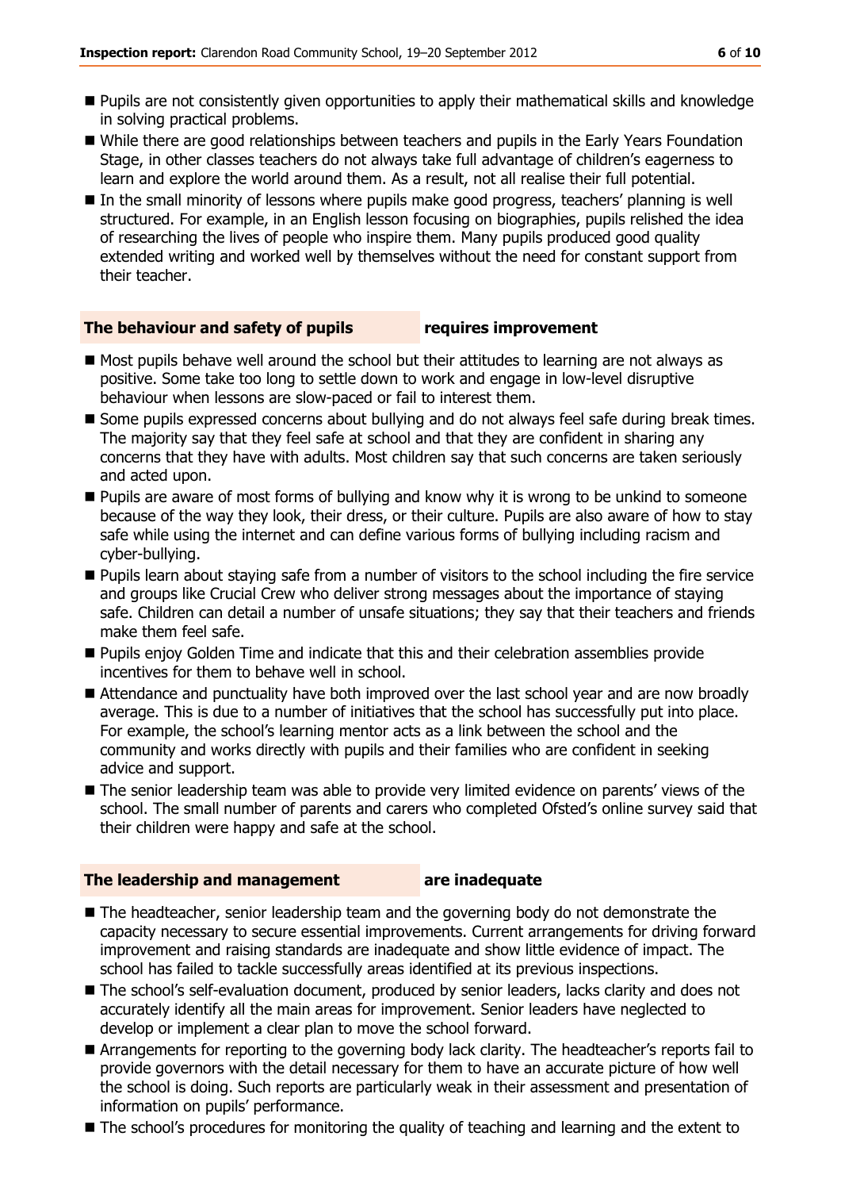- Pupils are not consistently given opportunities to apply their mathematical skills and knowledge in solving practical problems.
- While there are good relationships between teachers and pupils in the Early Years Foundation Stage, in other classes teachers do not always take full advantage of children's eagerness to learn and explore the world around them. As a result, not all realise their full potential.
- In the small minority of lessons where pupils make good progress, teachers' planning is well structured. For example, in an English lesson focusing on biographies, pupils relished the idea of researching the lives of people who inspire them. Many pupils produced good quality extended writing and worked well by themselves without the need for constant support from their teacher.

## The behaviour and safety of pupils — requires improvement

- Most pupils behave well around the school but their attitudes to learning are not always as positive. Some take too long to settle down to work and engage in low-level disruptive behaviour when lessons are slow-paced or fail to interest them.
- Some pupils expressed concerns about bullying and do not always feel safe during break times. The majority say that they feel safe at school and that they are confident in sharing any concerns that they have with adults. Most children say that such concerns are taken seriously and acted upon.
- Pupils are aware of most forms of bullying and know why it is wrong to be unkind to someone because of the way they look, their dress, or their culture. Pupils are also aware of how to stay safe while using the internet and can define various forms of bullying including racism and cyber-bullying.
- Pupils learn about staying safe from a number of visitors to the school including the fire service and groups like Crucial Crew who deliver strong messages about the importance of staying safe. Children can detail a number of unsafe situations; they say that their teachers and friends make them feel safe.
- Pupils enjoy Golden Time and indicate that this and their celebration assemblies provide incentives for them to behave well in school.
- Attendance and punctuality have both improved over the last school year and are now broadly average. This is due to a number of initiatives that the school has successfully put into place. For example, the school's learning mentor acts as a link between the school and the community and works directly with pupils and their families who are confident in seeking advice and support.
- The senior leadership team was able to provide very limited evidence on parents' views of the school. The small number of parents and carers who completed Ofsted's online survey said that their children were happy and safe at the school.

## The leadership and management — are inadequate

- The headteacher, senior leadership team and the governing body do not demonstrate the capacity necessary to secure essential improvements. Current arrangements for driving forward improvement and raising standards are inadequate and show little evidence of impact. The school has failed to tackle successfully areas identified at its previous inspections.
- The school's self-evaluation document, produced by senior leaders, lacks clarity and does not accurately identify all the main areas for improvement. Senior leaders have neglected to develop or implement a clear plan to move the school forward.
- Arrangements for reporting to the governing body lack clarity. The headteacher's reports fail to provide governors with the detail necessary for them to have an accurate picture of how well the school is doing. Such reports are particularly weak in their assessment and presentation of information on pupils' performance.
- The school's procedures for monitoring the quality of teaching and learning and the extent to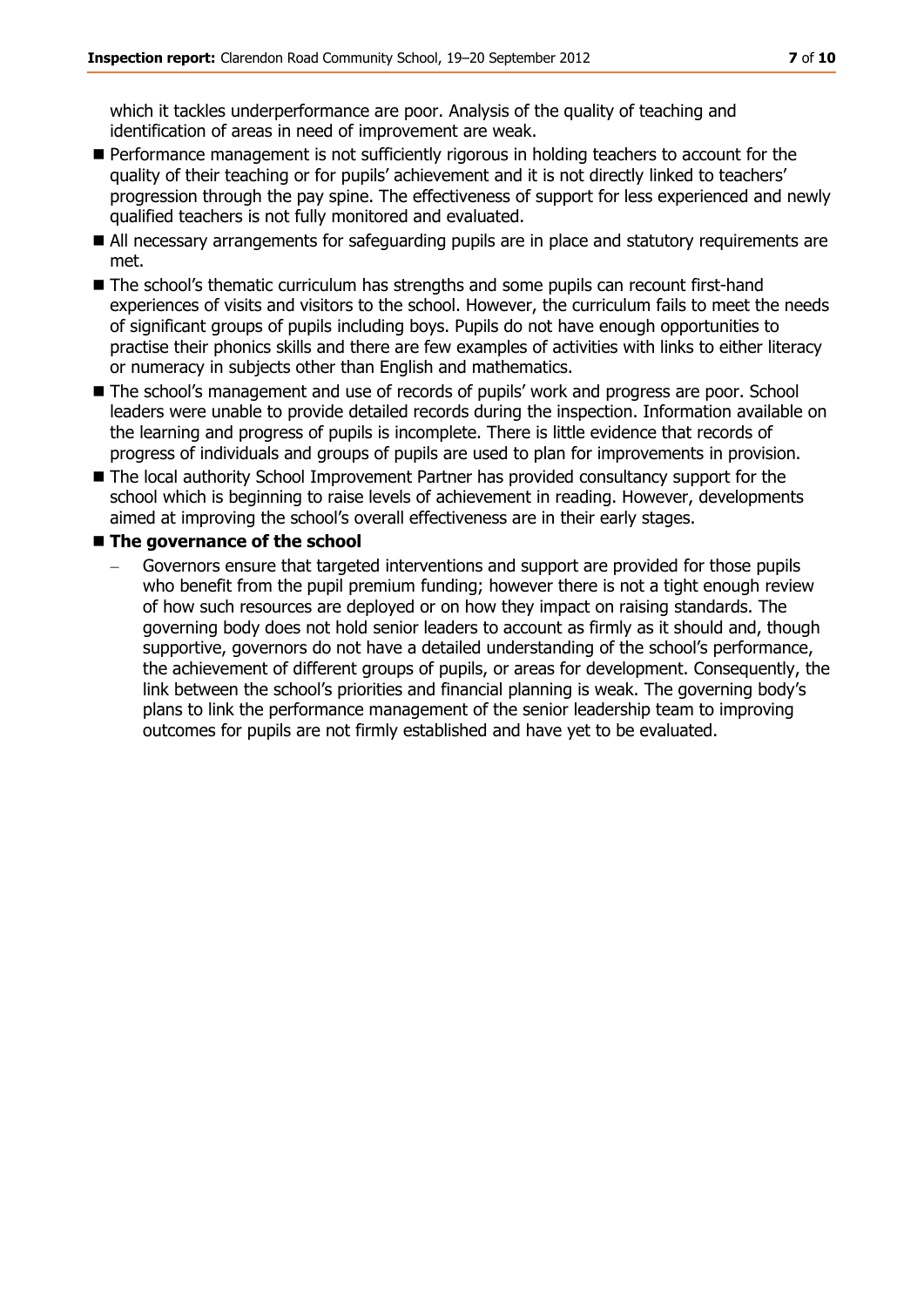which it tackles underperformance are poor. Analysis of the quality of teaching and identification of areas in need of improvement are weak.

- Performance management is not sufficiently rigorous in holding teachers to account for the quality of their teaching or for pupils' achievement and it is not directly linked to teachers' progression through the pay spine. The effectiveness of support for less experienced and newly qualified teachers is not fully monitored and evaluated.
- All necessary arrangements for safeguarding pupils are in place and statutory requirements are met.
- The school's thematic curriculum has strengths and some pupils can recount first-hand experiences of visits and visitors to the school. However, the curriculum fails to meet the needs of significant groups of pupils including boys. Pupils do not have enough opportunities to practise their phonics skills and there are few examples of activities with links to either literacy or numeracy in subjects other than English and mathematics.
- The school's management and use of records of pupils' work and progress are poor. School leaders were unable to provide detailed records during the inspection. Information available on the learning and progress of pupils is incomplete. There is little evidence that records of progress of individuals and groups of pupils are used to plan for improvements in provision.
- The local authority School Improvement Partner has provided consultancy support for the school which is beginning to raise levels of achievement in reading. However, developments aimed at improving the school's overall effectiveness are in their early stages.
- **The governance of the school**
  - Governors ensure that targeted interventions and support are provided for those pupils who benefit from the pupil premium funding; however there is not a tight enough review of how such resources are deployed or on how they impact on raising standards. The governing body does not hold senior leaders to account as firmly as it should and, though supportive, governors do not have a detailed understanding of the school's performance, the achievement of different groups of pupils, or areas for development. Consequently, the link between the school's priorities and financial planning is weak. The governing body's plans to link the performance management of the senior leadership team to improving outcomes for pupils are not firmly established and have yet to be evaluated.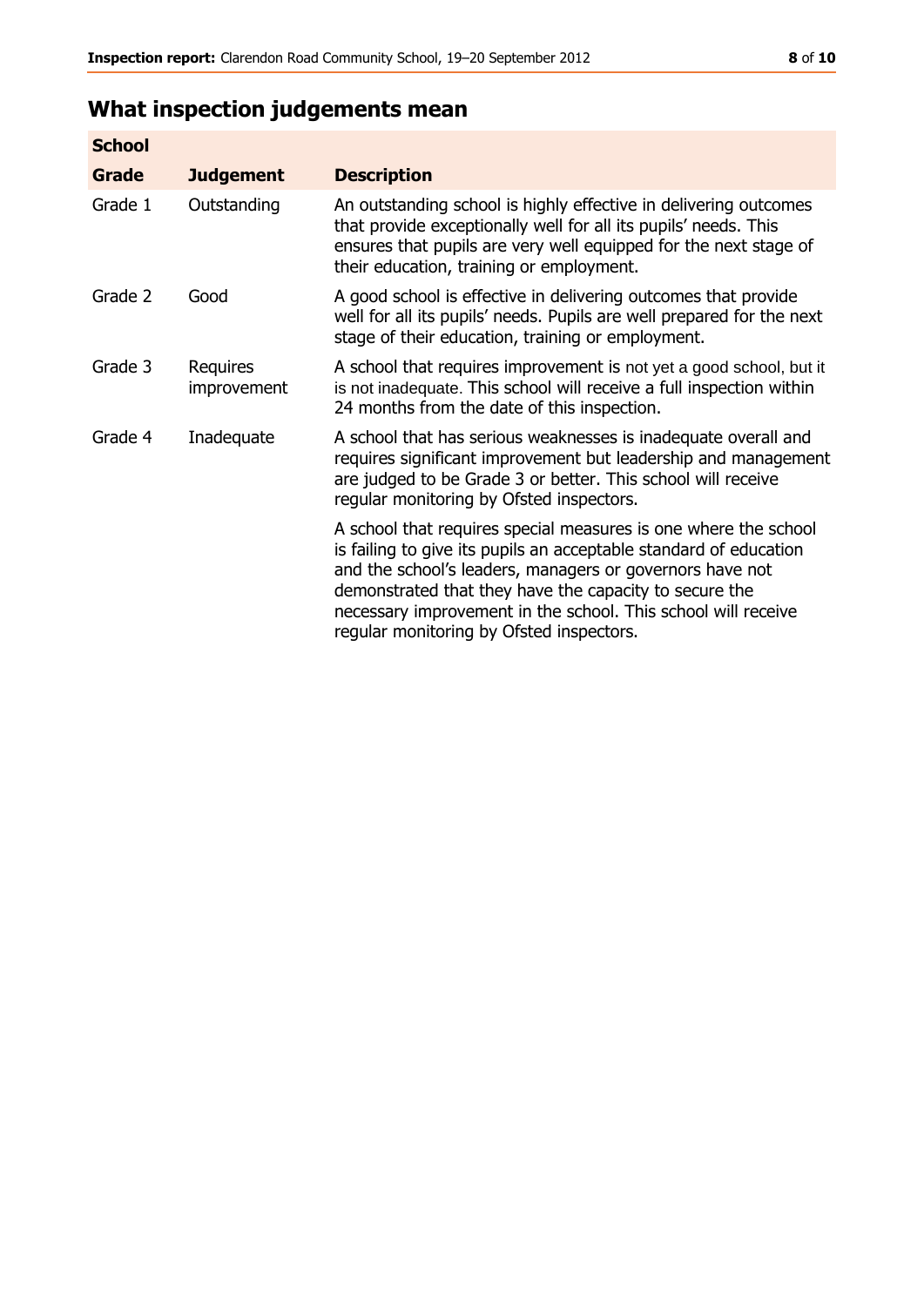## What inspection judgements mean

| School | | |
|---|---|---|
| **Grade** | **Judgement** | **Description** |
| Grade 1 | Outstanding | An outstanding school is highly effective in delivering outcomes that provide exceptionally well for all its pupils' needs. This ensures that pupils are very well equipped for the next stage of their education, training or employment. |
| Grade 2 | Good | A good school is effective in delivering outcomes that provide well for all its pupils' needs. Pupils are well prepared for the next stage of their education, training or employment. |
| Grade 3 | Requires improvement | A school that requires improvement is not yet a good school, but it is not inadequate. This school will receive a full inspection within 24 months from the date of this inspection. |
| Grade 4 | Inadequate | A school that has serious weaknesses is inadequate overall and requires significant improvement but leadership and management are judged to be Grade 3 or better. This school will receive regular monitoring by Ofsted inspectors. |
| | | A school that requires special measures is one where the school is failing to give its pupils an acceptable standard of education and the school's leaders, managers or governors have not demonstrated that they have the capacity to secure the necessary improvement in the school. This school will receive regular monitoring by Ofsted inspectors. |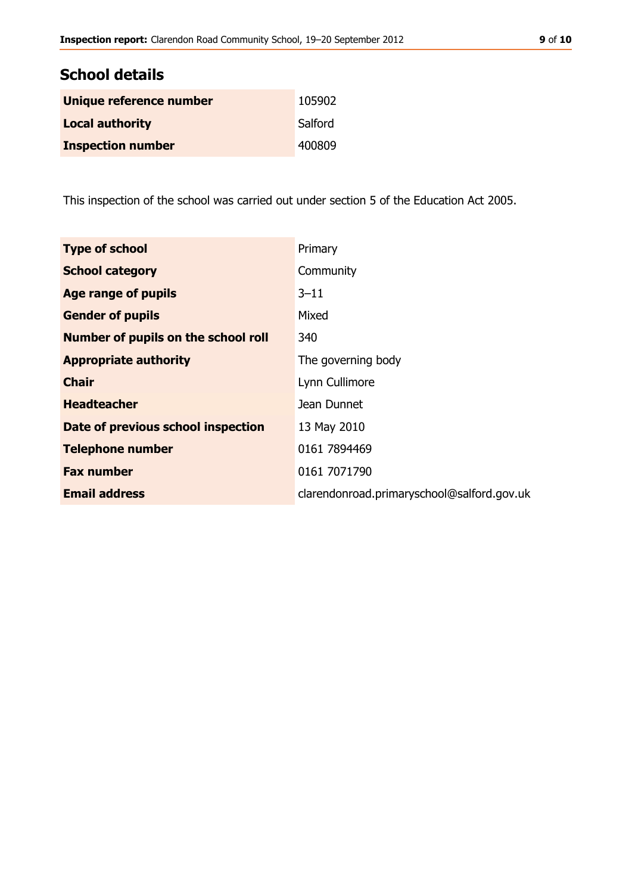## School details

| | |
|---|---|
| **Unique reference number** | 105902 |
| **Local authority** | Salford |
| **Inspection number** | 400809 |

This inspection of the school was carried out under section 5 of the Education Act 2005.

| | |
|---|---|
| **Type of school** | Primary |
| **School category** | Community |
| **Age range of pupils** | 3–11 |
| **Gender of pupils** | Mixed |
| **Number of pupils on the school roll** | 340 |
| **Appropriate authority** | The governing body |
| **Chair** | Lynn Cullimore |
| **Headteacher** | Jean Dunnet |
| **Date of previous school inspection** | 13 May 2010 |
| **Telephone number** | 0161 7894469 |
| **Fax number** | 0161 7071790 |
| **Email address** | clarendonroad.primaryschool@salford.gov.uk |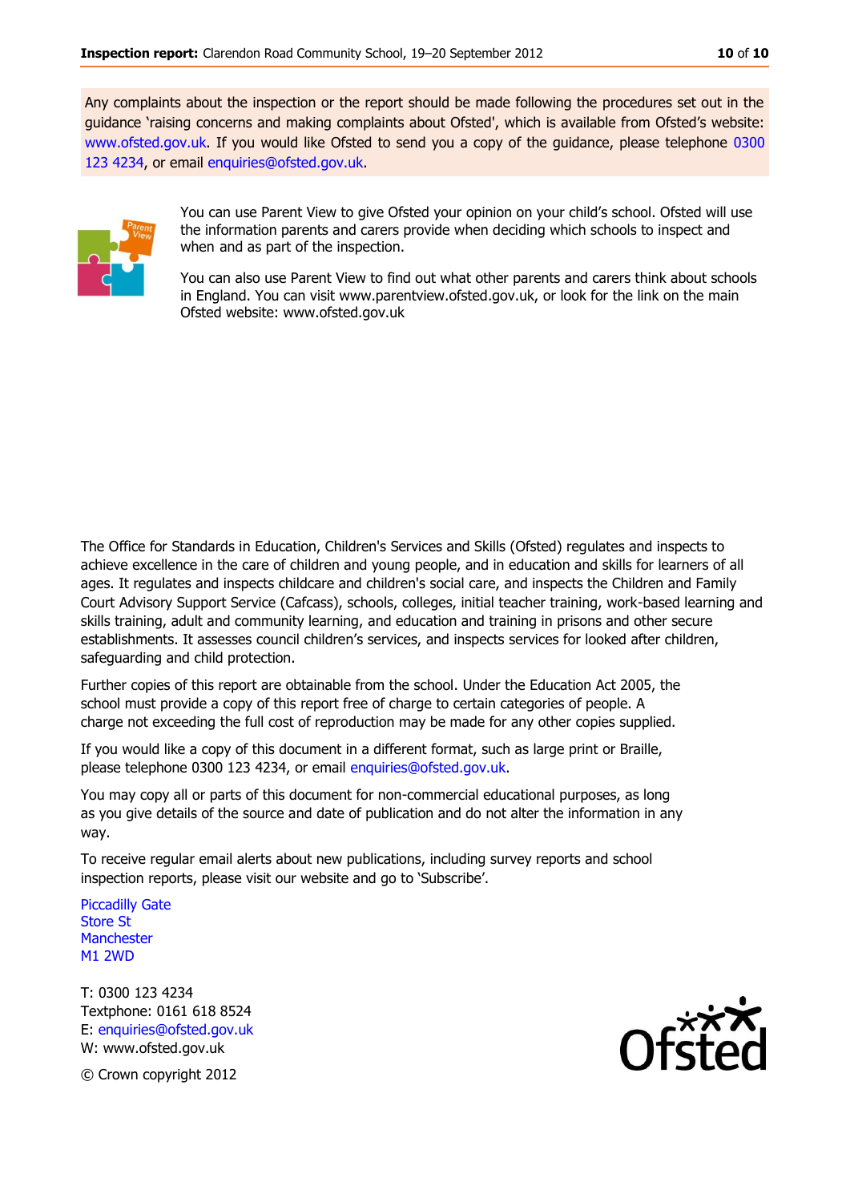Any complaints about the inspection or the report should be made following the procedures set out in the guidance 'raising concerns and making complaints about Ofsted', which is available from Ofsted's website: www.ofsted.gov.uk. If you would like Ofsted to send you a copy of the guidance, please telephone 0300 123 4234, or email enquiries@ofsted.gov.uk.

You can use Parent View to give Ofsted your opinion on your child's school. Ofsted will use the information parents and carers provide when deciding which schools to inspect and when and as part of the inspection.

You can also use Parent View to find out what other parents and carers think about schools in England. You can visit www.parentview.ofsted.gov.uk, or look for the link on the main Ofsted website: www.ofsted.gov.uk

The Office for Standards in Education, Children's Services and Skills (Ofsted) regulates and inspects to achieve excellence in the care of children and young people, and in education and skills for learners of all ages. It regulates and inspects childcare and children's social care, and inspects the Children and Family Court Advisory Support Service (Cafcass), schools, colleges, initial teacher training, work-based learning and skills training, adult and community learning, and education and training in prisons and other secure establishments. It assesses council children's services, and inspects services for looked after children, safeguarding and child protection.

Further copies of this report are obtainable from the school. Under the Education Act 2005, the school must provide a copy of this report free of charge to certain categories of people. A charge not exceeding the full cost of reproduction may be made for any other copies supplied.

If you would like a copy of this document in a different format, such as large print or Braille, please telephone 0300 123 4234, or email enquiries@ofsted.gov.uk.

You may copy all or parts of this document for non-commercial educational purposes, as long as you give details of the source and date of publication and do not alter the information in any way.

To receive regular email alerts about new publications, including survey reports and school inspection reports, please visit our website and go to 'Subscribe'.

Piccadilly Gate  
Store St  
Manchester  
M1 2WD

T: 0300 123 4234  
Textphone: 0161 618 8524  
E: enquiries@ofsted.gov.uk  
W: www.ofsted.gov.uk

© Crown copyright 2012